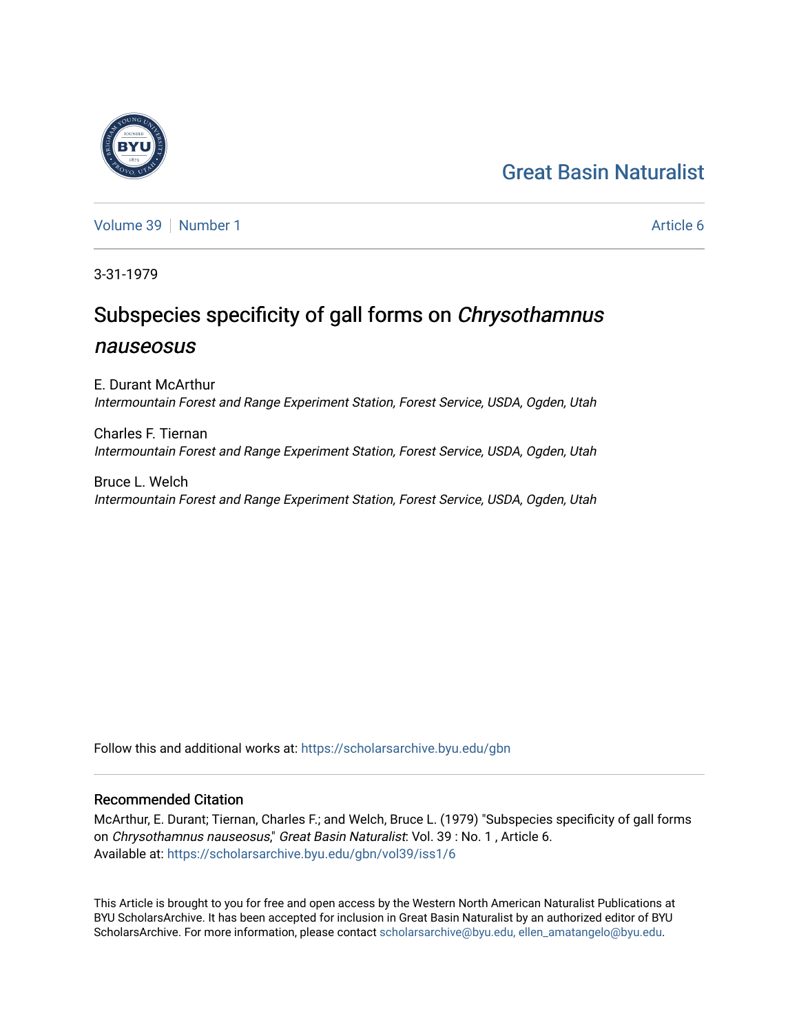Great Basin Naturalist

Volume 39 | Number 1

Article 6

3-31-1979

# Subspecies specificity of gall forms on *Chrysothamnus nauseosus*

E. Durant McArthur
*Intermountain Forest and Range Experiment Station, Forest Service, USDA, Ogden, Utah*

Charles F. Tiernan
*Intermountain Forest and Range Experiment Station, Forest Service, USDA, Ogden, Utah*

Bruce L. Welch
*Intermountain Forest and Range Experiment Station, Forest Service, USDA, Ogden, Utah*

Follow this and additional works at: https://scholarsarchive.byu.edu/gbn

## Recommended Citation

McArthur, E. Durant; Tiernan, Charles F.; and Welch, Bruce L. (1979) "Subspecies specificity of gall forms on *Chrysothamnus nauseosus*," *Great Basin Naturalist*: Vol. 39 : No. 1 , Article 6.
Available at: https://scholarsarchive.byu.edu/gbn/vol39/iss1/6

This Article is brought to you for free and open access by the Western North American Naturalist Publications at BYU ScholarsArchive. It has been accepted for inclusion in Great Basin Naturalist by an authorized editor of BYU ScholarsArchive. For more information, please contact scholarsarchive@byu.edu, ellen_amatangelo@byu.edu.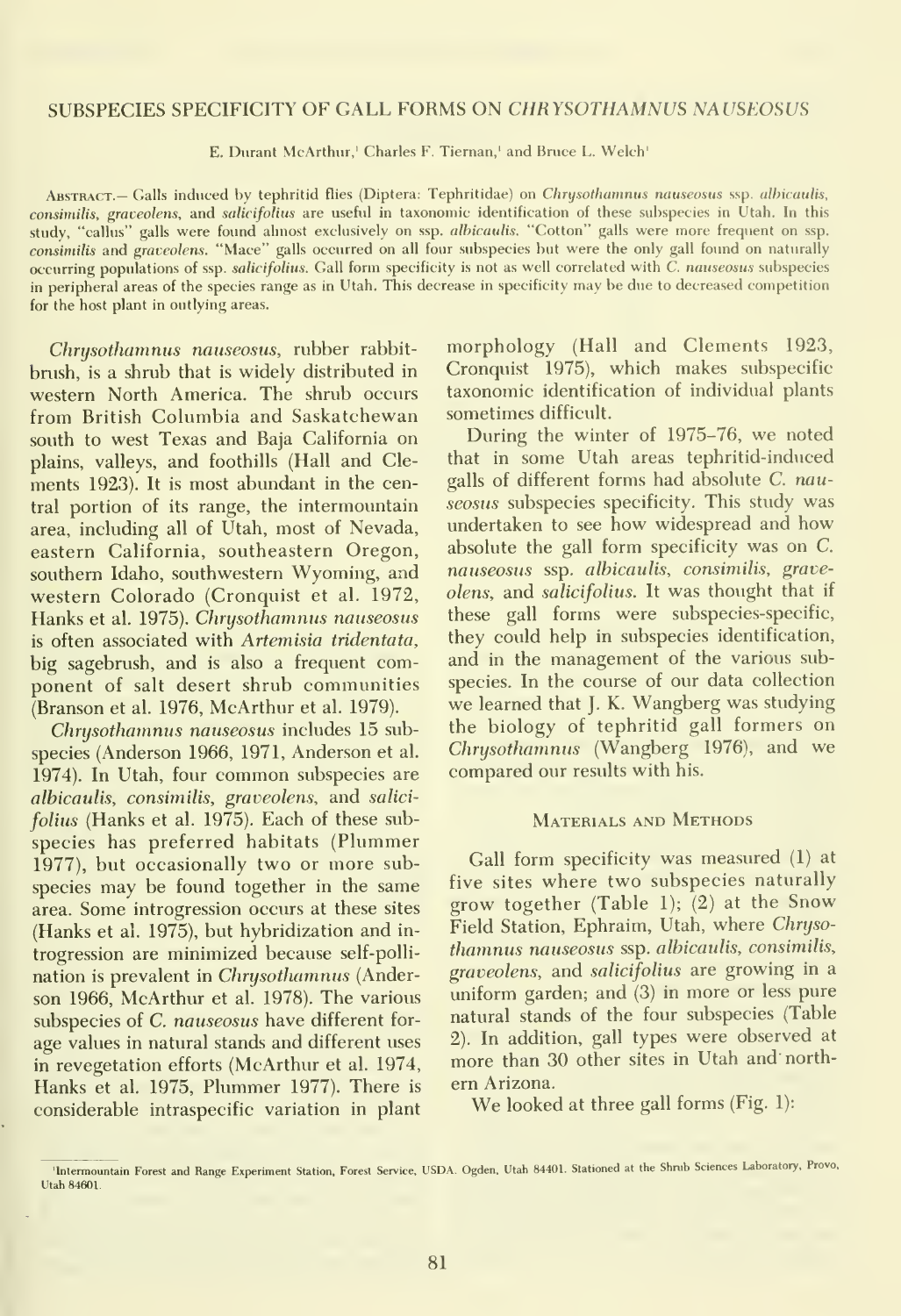# SUBSPECIES SPECIFICITY OF GALL FORMS ON *CHRYSOTHAMNUS NAUSEOSUS*

E. Durant McArthur,[1] Charles F. Tiernan,[1] and Bruce L. Welch[1]

ABSTRACT.— Galls induced by tephritid flies (Diptera: Tephritidae) on *Chrysothamnus nauseosus* ssp. *albicaulis*, *consimilis*, *graveolens*, and *salicifolius* are useful in taxonomic identification of these subspecies in Utah. In this study, "callus" galls were found almost exclusively on ssp. *albicaulis*. "Cotton" galls were more frequent on ssp. *consimilis* and *graveolens*. "Mace" galls occurred on all four subspecies but were the only gall found on naturally occurring populations of ssp. *salicifolius*. Gall form specificity is not as well correlated with *C. nauseosus* subspecies in peripheral areas of the species range as in Utah. This decrease in specificity may be due to decreased competition for the host plant in outlying areas.

*Chrysothamnus nauseosus*, rubber rabbitbrush, is a shrub that is widely distributed in western North America. The shrub occurs from British Columbia and Saskatchewan south to west Texas and Baja California on plains, valleys, and foothills (Hall and Clements 1923). It is most abundant in the central portion of its range, the intermountain area, including all of Utah, most of Nevada, eastern California, southeastern Oregon, southern Idaho, southwestern Wyoming, and western Colorado (Cronquist et al. 1972, Hanks et al. 1975). *Chrysothamnus nauseosus* is often associated with *Artemisia tridentata*, big sagebrush, and is also a frequent component of salt desert shrub communities (Branson et al. 1976, McArthur et al. 1979).

*Chrysothamnus nauseosus* includes 15 subspecies (Anderson 1966, 1971, Anderson et al. 1974). In Utah, four common subspecies are *albicaulis*, *consimilis*, *graveolens*, and *salicifolius* (Hanks et al. 1975). Each of these subspecies has preferred habitats (Plummer 1977), but occasionally two or more subspecies may be found together in the same area. Some introgression occurs at these sites (Hanks et al. 1975), but hybridization and introgression are minimized because self-pollination is prevalent in *Chrysothamnus* (Anderson 1966, McArthur et al. 1978). The various subspecies of *C. nauseosus* have different forage values in natural stands and different uses in revegetation efforts (McArthur et al. 1974, Hanks et al. 1975, Plummer 1977). There is considerable intraspecific variation in plant morphology (Hall and Clements 1923, Cronquist 1975), which makes subspecific taxonomic identification of individual plants sometimes difficult.

During the winter of 1975–76, we noted that in some Utah areas tephritid-induced galls of different forms had absolute *C. nauseosus* subspecies specificity. This study was undertaken to see how widespread and how absolute the gall form specificity was on *C. nauseosus* ssp. *albicaulis*, *consimilis*, *graveolens*, and *salicifolius*. It was thought that if these gall forms were subspecies-specific, they could help in subspecies identification, and in the management of the various subspecies. In the course of our data collection we learned that J. K. Wangberg was studying the biology of tephritid gall formers on *Chrysothamnus* (Wangberg 1976), and we compared our results with his.

## Materials and Methods

Gall form specificity was measured (1) at five sites where two subspecies naturally grow together (Table 1); (2) at the Snow Field Station, Ephraim, Utah, where *Chrysothamnus nauseosus* ssp. *albicaulis*, *consimilis*, *graveolens*, and *salicifolius* are growing in a uniform garden; and (3) in more or less pure natural stands of the four subspecies (Table 2). In addition, gall types were observed at more than 30 other sites in Utah and northern Arizona.

We looked at three gall forms (Fig. 1):

[1] Intermountain Forest and Range Experiment Station, Forest Service, USDA, Ogden, Utah 84401. Stationed at the Shrub Sciences Laboratory, Provo, Utah 84601.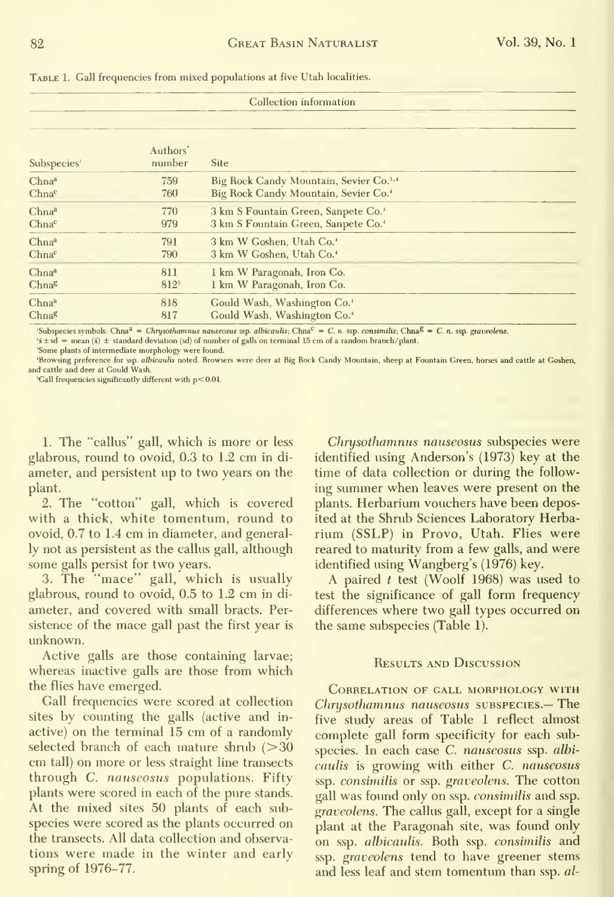Table 1. Gall frequencies from mixed populations at five Utah localities.

| Collection information | | |
|---|---|---|
| Subspecies[1] | Authors' number | Site |
| Chna[a] | 759 | Big Rock Candy Mountain, Sevier Co.[3,4] |
| Chna[c] | 760 | Big Rock Candy Mountain, Sevier Co.[4] |
| Chna[a] | 770 | 3 km S Fountain Green, Sanpete Co.[4] |
| Chna[c] | 979 | 3 km S Fountain Green, Sanpete Co.[4] |
| Chna[a] | 791 | 3 km W Goshen, Utah Co.[4] |
| Chna[c] | 790 | 3 km W Goshen, Utah Co.[4] |
| Chna[a] | 811 | 1 km W Paragonah, Iron Co. |
| Chna[g] | 812[5] | 1 km W Paragonah, Iron Co. |
| Chna[a] | 818 | Gould Wash, Washington Co.[4] |
| Chna[g] | 817 | Gould Wash, Washington Co.[4] |

[1]Subspecies symbols: Chna[a] = *Chrysothamnus nauseosus* ssp. *albicaulis*; Chna[c] = *C. n.* ssp. *consimilis*; Chna[g] = *C. n.* ssp. *graveolens*.
[2]$\bar{x} \pm sd$ = mean ($\bar{x}$) ± standard deviation (sd) of number of galls on terminal 15 cm of a random branch/plant.
[3]Some plants of intermediate morphology were found.
[4]Browsing preference for ssp. *albicaulis* noted. Browsers were deer at Big Rock Candy Mountain, sheep at Fountain Green, horses and cattle at Goshen, and cattle and deer at Gould Wash.
[5]Gall frequencies significantly different with $p < 0.01$.

1. The "callus" gall, which is more or less glabrous, round to ovoid, 0.3 to 1.2 cm in diameter, and persistent up to two years on the plant.

2. The "cotton" gall, which is covered with a thick, white tomentum, round to ovoid, 0.7 to 1.4 cm in diameter, and generally not as persistent as the callus gall, although some galls persist for two years.

3. The "mace" gall, which is usually glabrous, round to ovoid, 0.5 to 1.2 cm in diameter, and covered with small bracts. Persistence of the mace gall past the first year is unknown.

Active galls are those containing larvae; whereas inactive galls are those from which the flies have emerged.

Gall frequencies were scored at collection sites by counting the galls (active and inactive) on the terminal 15 cm of a randomly selected branch of each mature shrub (>30 cm tall) on more or less straight line transects through *C. nauseosus* populations. Fifty plants were scored in each of the pure stands. At the mixed sites 50 plants of each subspecies were scored as the plants occurred on the transects. All data collection and observations were made in the winter and early spring of 1976–77.

*Chrysothamnus nauseosus* subspecies were identified using Anderson's (1973) key at the time of data collection or during the following summer when leaves were present on the plants. Herbarium vouchers have been deposited at the Shrub Sciences Laboratory Herbarium (SSLP) in Provo, Utah. Flies were reared to maturity from a few galls, and were identified using Wangberg's (1976) key.

A paired *t* test (Woolf 1968) was used to test the significance of gall form frequency differences where two gall types occurred on the same subspecies (Table 1).

## Results and Discussion

**Correlation of gall morphology with *Chrysothamnus nauseosus* subspecies.**— The five study areas of Table 1 reflect almost complete gall form specificity for each subspecies. In each case *C. nauseosus* ssp. *albicaulis* is growing with either *C. nauseosus* ssp. *consimilis* or ssp. *graveolens*. The cotton gall was found only on ssp. *consimilis* and ssp. *graveolens*. The callus gall, except for a single plant at the Paragonah site, was found only on ssp. *albicaulis*. Both ssp. *consimilis* and ssp. *graveolens* tend to have greener stems and less leaf and stem tomentum than ssp. *al-*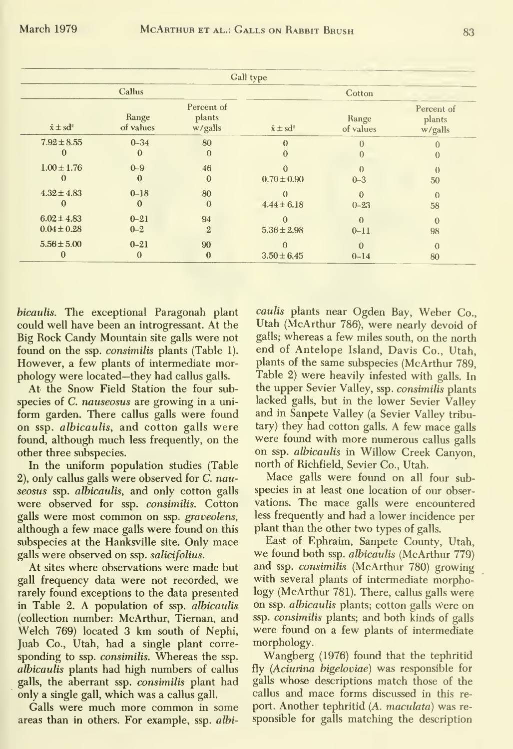| Gall type | | | | | |
|---|---|---|---|---|---|
| Callus | | | Cotton | | |
| $\bar{x} \pm sd^2$ | Range of values | Percent of plants w/galls | $\bar{x} \pm sd^2$ | Range of values | Percent of plants w/galls |
| $7.92 \pm 8.55$ | 0–34 | 80 | 0 | 0 | 0 |
| 0 | 0 | 0 | 0 | 0 | 0 |
| $1.00 \pm 1.76$ | 0–9 | 46 | 0 | 0 | 0 |
| 0 | 0 | 0 | $0.70 \pm 0.90$ | 0–3 | 50 |
| $4.32 \pm 4.83$ | 0–18 | 80 | 0 | 0 | 0 |
| 0 | 0 | 0 | $4.44 \pm 6.18$ | 0–23 | 58 |
| $6.02 \pm 4.83$ | 0–21 | 94 | 0 | 0 | 0 |
| $0.04 \pm 0.28$ | 0–2 | 2 | $5.36 \pm 2.98$ | 0–11 | 98 |
| $5.56 \pm 5.00$ | 0–21 | 90 | 0 | 0 | 0 |
| 0 | 0 | 0 | $3.50 \pm 6.45$ | 0–14 | 80 |

*bicaulis*. The exceptional Paragonah plant could well have been an introgressant. At the Big Rock Candy Mountain site galls were not found on the ssp. *consimilis* plants (Table 1). However, a few plants of intermediate morphology were located—they had callus galls.

At the Snow Field Station the four subspecies of *C. nauseosus* are growing in a uniform garden. There callus galls were found on ssp. *albicaulis*, and cotton galls were found, although much less frequently, on the other three subspecies.

In the uniform population studies (Table 2), only callus galls were observed for *C. nauseosus* ssp. *albicaulis*, and only cotton galls were observed for ssp. *consimilis*. Cotton galls were most common on ssp. *graveolens*, although a few mace galls were found on this subspecies at the Hanksville site. Only mace galls were observed on ssp. *salicifolius*.

At sites where observations were made but gall frequency data were not recorded, we rarely found exceptions to the data presented in Table 2. A population of ssp. *albicaulis* (collection number: McArthur, Tiernan, and Welch 769) located 3 km south of Nephi, Juab Co., Utah, had a single plant corresponding to ssp. *consimilis*. Whereas the ssp. *albicaulis* plants had high numbers of callus galls, the aberrant ssp. *consimilis* plant had only a single gall, which was a callus gall.

Galls were much more common in some areas than in others. For example, ssp. *albicaulis* plants near Ogden Bay, Weber Co., Utah (McArthur 786), were nearly devoid of galls; whereas a few miles south, on the north end of Antelope Island, Davis Co., Utah, plants of the same subspecies (McArthur 789, Table 2) were heavily infested with galls. In the upper Sevier Valley, ssp. *consimilis* plants lacked galls, but in the lower Sevier Valley and in Sanpete Valley (a Sevier Valley tributary) they had cotton galls. A few mace galls were found with more numerous callus galls on ssp. *albicaulis* in Willow Creek Canyon, north of Richfield, Sevier Co., Utah.

Mace galls were found on all four subspecies in at least one location of our observations. The mace galls were encountered less frequently and had a lower incidence per plant than the other two types of galls.

East of Ephraim, Sanpete County, Utah, we found both ssp. *albicaulis* (McArthur 779) and ssp. *consimilis* (McArthur 780) growing with several plants of intermediate morphology (McArthur 781). There, callus galls were on ssp. *albicaulis* plants; cotton galls were on ssp. *consimilis* plants; and both kinds of galls were found on a few plants of intermediate morphology.

Wangberg (1976) found that the tephritid fly (*Aciurina bigeloviae*) was responsible for galls whose descriptions match those of the callus and mace forms discussed in this report. Another tephritid (*A. maculata*) was responsible for galls matching the description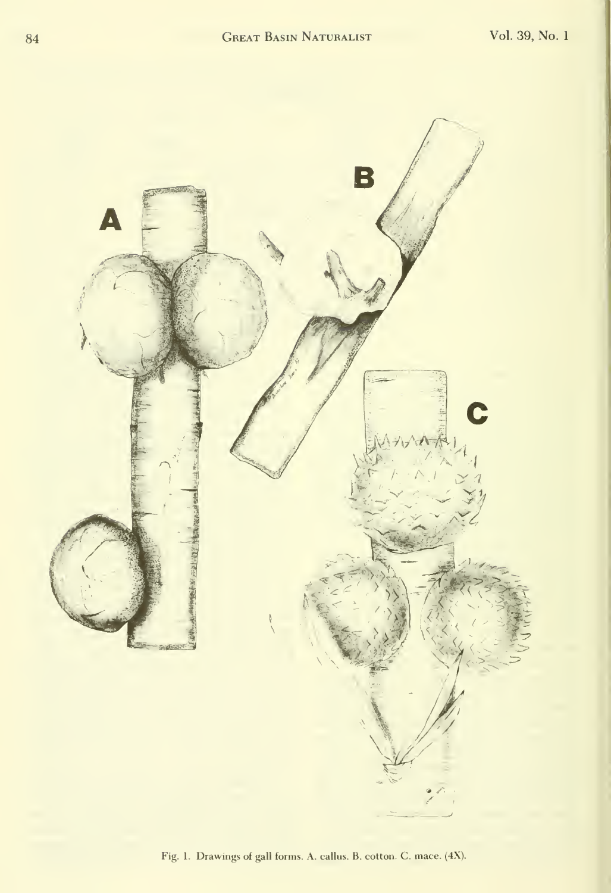Fig. 1. Drawings of gall forms. A. callus. B. cotton. C. mace. (4X).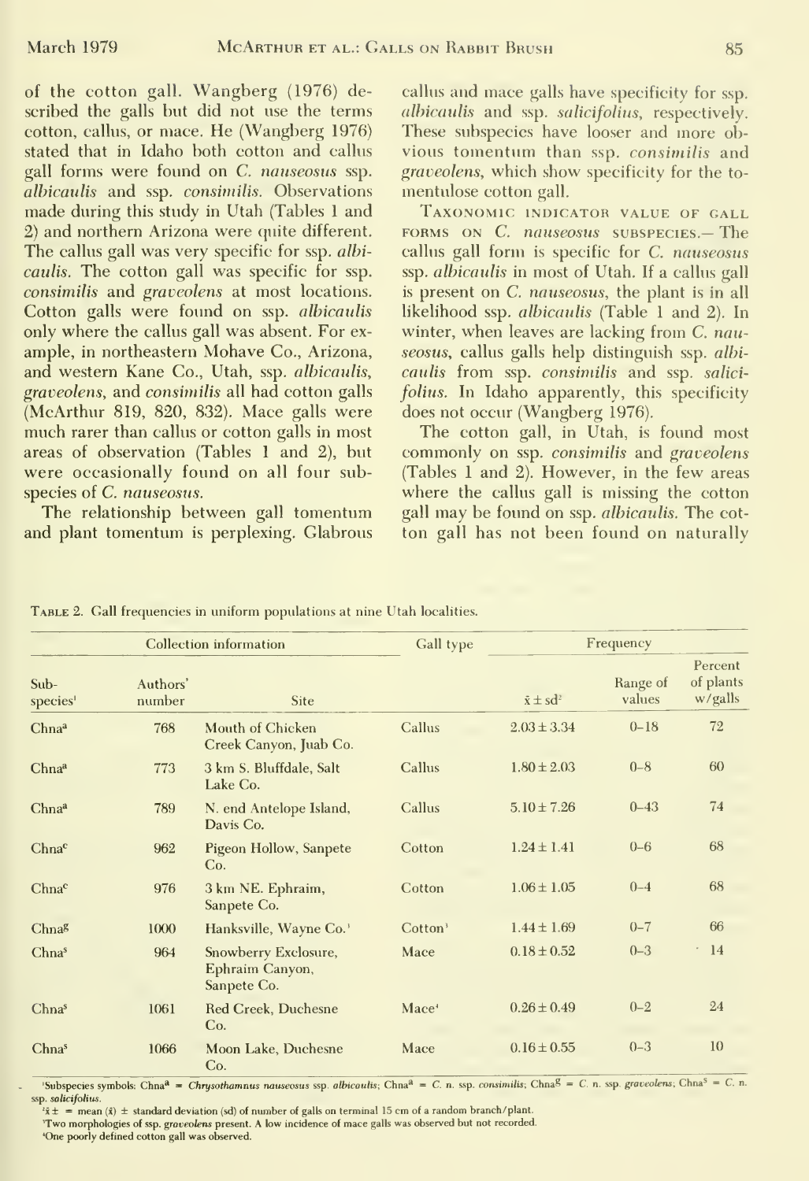of the cotton gall. Wangberg (1976) described the galls but did not use the terms cotton, callus, or mace. He (Wangberg 1976) stated that in Idaho both cotton and callus gall forms were found on *C. nauseosus* ssp. *albicaulis* and ssp. *consimilis*. Observations made during this study in Utah (Tables 1 and 2) and northern Arizona were quite different. The callus gall was very specific for ssp. *albicaulis*. The cotton gall was specific for ssp. *consimilis* and *graveolens* at most locations. Cotton galls were found on ssp. *albicaulis* only where the callus gall was absent. For example, in northeastern Mohave Co., Arizona, and western Kane Co., Utah, ssp. *albicaulis*, *graveolens*, and *consimilis* all had cotton galls (McArthur 819, 820, 832). Mace galls were much rarer than callus or cotton galls in most areas of observation (Tables 1 and 2), but were occasionally found on all four subspecies of *C. nauseosus*.

The relationship between gall tomentum and plant tomentum is perplexing. Glabrous callus and mace galls have specificity for ssp. *albicaulis* and ssp. *salicifolius*, respectively. These subspecies have looser and more obvious tomentum than ssp. *consimilis* and *graveolens*, which show specificity for the tomentulose cotton gall.

**Taxonomic indicator value of gall forms on *C. nauseosus* subspecies.**— The callus gall form is specific for *C. nauseosus* ssp. *albicaulis* in most of Utah. If a callus gall is present on *C. nauseosus*, the plant is in all likelihood ssp. *albicaulis* (Table 1 and 2). In winter, when leaves are lacking from *C. nauseosus*, callus galls help distinguish ssp. *albicaulis* from ssp. *consimilis* and ssp. *salicifolius*. In Idaho apparently, this specificity does not occur (Wangberg 1976).

The cotton gall, in Utah, is found most commonly on ssp. *consimilis* and *graveolens* (Tables 1 and 2). However, in the few areas where the callus gall is missing the cotton gall may be found on ssp. *albicaulis*. The cotton gall has not been found on naturally

Table 2. Gall frequencies in uniform populations at nine Utah localities.

| Collection information | | | Gall type | Frequency | | |
|---|---|---|---|---|---|---|
| Subspecies[1] | Authors' number | Site | | $\bar{x} \pm$ sd[2] | Range of values | Percent of plants w/galls |
| Chna[a] | 768 | Mouth of Chicken Creek Canyon, Juab Co. | Callus | 2.03 ± 3.34 | 0–18 | 72 |
| Chna[a] | 773 | 3 km S. Bluffdale, Salt Lake Co. | Callus | 1.80 ± 2.03 | 0–8 | 60 |
| Chna[a] | 789 | N. end Antelope Island, Davis Co. | Callus | 5.10 ± 7.26 | 0–43 | 74 |
| Chna[c] | 962 | Pigeon Hollow, Sanpete Co. | Cotton | 1.24 ± 1.41 | 0–6 | 68 |
| Chna[c] | 976 | 3 km NE. Ephraim, Sanpete Co. | Cotton | 1.06 ± 1.05 | 0–4 | 68 |
| Chna[g] | 1000 | Hanksville, Wayne Co.[3] | Cotton[3] | 1.44 ± 1.69 | 0–7 | 66 |
| Chna[s] | 964 | Snowberry Exclosure, Ephraim Canyon, Sanpete Co. | Mace | 0.18 ± 0.52 | 0–3 | 14 |
| Chna[s] | 1061 | Red Creek, Duchesne Co. | Mace[4] | 0.26 ± 0.49 | 0–2 | 24 |
| Chna[s] | 1066 | Moon Lake, Duchesne Co. | Mace | 0.16 ± 0.55 | 0–3 | 10 |

[1]Subspecies symbols: Chna[a] = *Chrysothamnus nauseosus* ssp. *albicaulis*; Chna[a] = *C. n.* ssp. *consimilis*; Chna[g] = *C. n.* ssp. *graveolens*; Chna[s] = *C. n.* ssp. *salicifolius*.

[2]$\bar{x} \pm$ = mean ($\bar{x}$) ± standard deviation (sd) of number of galls on terminal 15 cm of a random branch/plant.

[3]Two morphologies of ssp. *graveolens* present. A low incidence of mace galls was observed but not recorded.

[4]One poorly defined cotton gall was observed.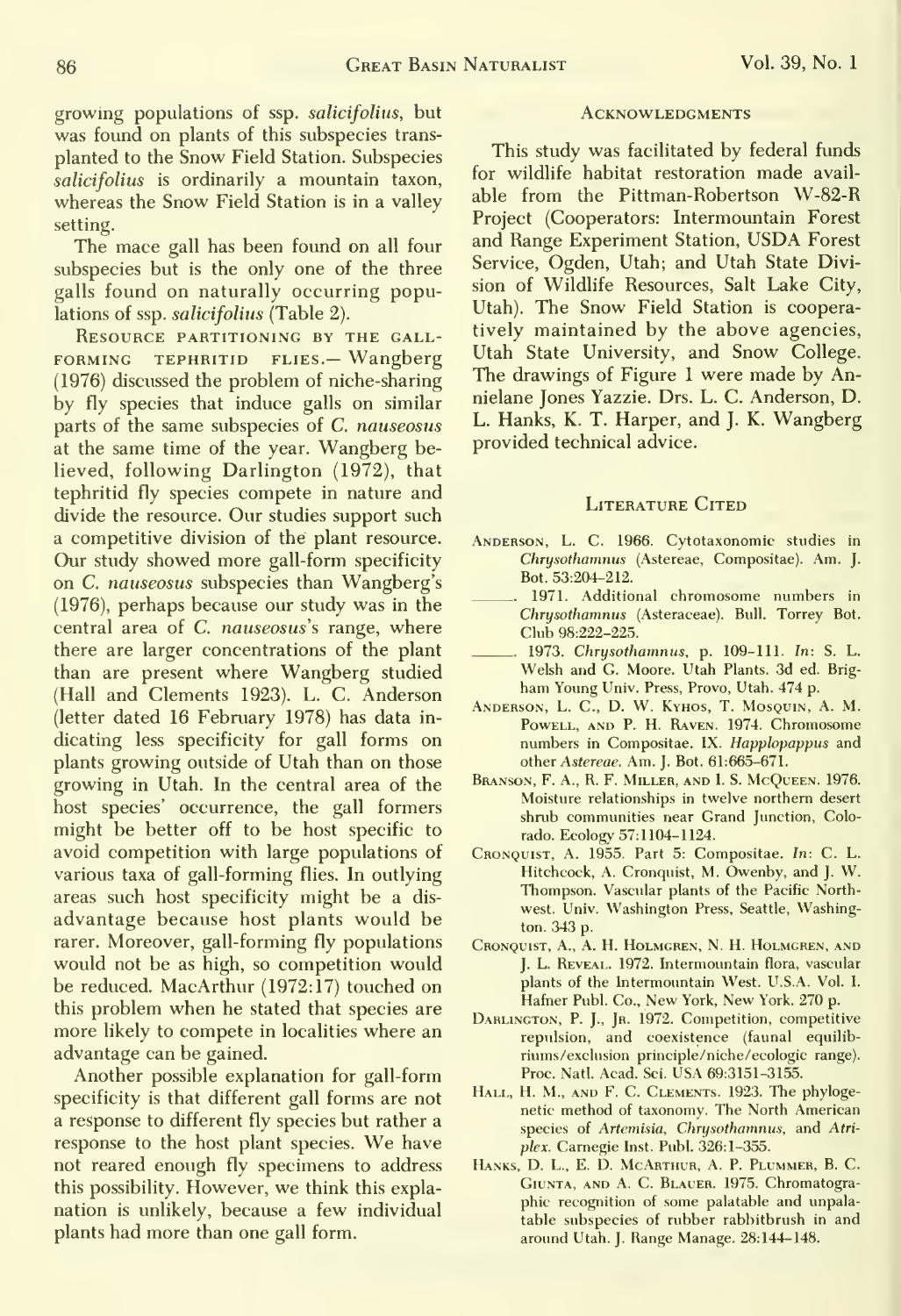growing populations of ssp. *salicifolius*, but was found on plants of this subspecies transplanted to the Snow Field Station. Subspecies *salicifolius* is ordinarily a mountain taxon, whereas the Snow Field Station is in a valley setting.

The mace gall has been found on all four subspecies but is the only one of the three galls found on naturally occurring populations of ssp. *salicifolius* (Table 2).

Resource partitioning by the gall-forming tephritid flies.— Wangberg (1976) discussed the problem of niche-sharing by fly species that induce galls on similar parts of the same subspecies of *C. nauseosus* at the same time of the year. Wangberg believed, following Darlington (1972), that tephritid fly species compete in nature and divide the resource. Our studies support such a competitive division of the plant resource. Our study showed more gall-form specificity on *C. nauseosus* subspecies than Wangberg's (1976), perhaps because our study was in the central area of *C. nauseosus*'s range, where there are larger concentrations of the plant than are present where Wangberg studied (Hall and Clements 1923). L. C. Anderson (letter dated 16 February 1978) has data indicating less specificity for gall forms on plants growing outside of Utah than on those growing in Utah. In the central area of the host species' occurrence, the gall formers might be better off to be host specific to avoid competition with large populations of various taxa of gall-forming flies. In outlying areas such host specificity might be a disadvantage because host plants would be rarer. Moreover, gall-forming fly populations would not be as high, so competition would be reduced. MacArthur (1972:17) touched on this problem when he stated that species are more likely to compete in localities where an advantage can be gained.

Another possible explanation for gall-form specificity is that different gall forms are not a response to different fly species but rather a response to the host plant species. We have not reared enough fly specimens to address this possibility. However, we think this explanation is unlikely, because a few individual plants had more than one gall form.

## Acknowledgments

This study was facilitated by federal funds for wildlife habitat restoration made available from the Pittman-Robertson W-82-R Project (Cooperators: Intermountain Forest and Range Experiment Station, USDA Forest Service, Ogden, Utah; and Utah State Division of Wildlife Resources, Salt Lake City, Utah). The Snow Field Station is cooperatively maintained by the above agencies, Utah State University, and Snow College. The drawings of Figure 1 were made by Annielane Jones Yazzie. Drs. L. C. Anderson, D. L. Hanks, K. T. Harper, and J. K. Wangberg provided technical advice.

## Literature Cited

Anderson, L. C. 1966. Cytotaxonomic studies in *Chrysothamnus* (Astereae, Compositae). Am. J. Bot. 53:204–212.

———. 1971. Additional chromosome numbers in *Chrysothamnus* (Asteraceae). Bull. Torrey Bot. Club 98:222–225.

———. 1973. *Chrysothamnus*, p. 109–111. *In*: S. L. Welsh and G. Moore. Utah Plants. 3d ed. Brigham Young Univ. Press, Provo, Utah. 474 p.

Anderson, L. C., D. W. Kyhos, T. Mosquin, A. M. Powell, and P. H. Raven. 1974. Chromosome numbers in Compositae. IX. *Happlopappus* and other *Astereae*. Am. J. Bot. 61:665–671.

Branson, F. A., R. F. Miller, and I. S. McQueen. 1976. Moisture relationships in twelve northern desert shrub communities near Grand Junction, Colorado. Ecology 57:1104–1124.

Cronquist, A. 1955. Part 5: Compositae. *In*: C. L. Hitchcock, A. Cronquist, M. Owenby, and J. W. Thompson. Vascular plants of the Pacific Northwest. Univ. Washington Press, Seattle, Washington. 343 p.

Cronquist, A., A. H. Holmgren, N. H. Holmgren, and J. L. Reveal. 1972. Intermountain flora, vascular plants of the Intermountain West. U.S.A. Vol. I. Hafner Publ. Co., New York, New York. 270 p.

Darlington, P. J., Jr. 1972. Competition, competitive repulsion, and coexistence (faunal equilibriums/exclusion principle/niche/ecologic range). Proc. Natl. Acad. Sci. USA 69:3151–3155.

Hall, H. M., and F. C. Clements. 1923. The phylogenetic method of taxonomy. The North American species of *Artemisia*, *Chrysothamnus*, and *Atriplex*. Carnegie Inst. Publ. 326:1–355.

Hanks, D. L., E. D. McArthur, A. P. Plummer, B. C. Giunta, and A. C. Blauer. 1975. Chromatographic recognition of some palatable and unpalatable subspecies of rubber rabbitbrush in and around Utah. J. Range Manage. 28:144–148.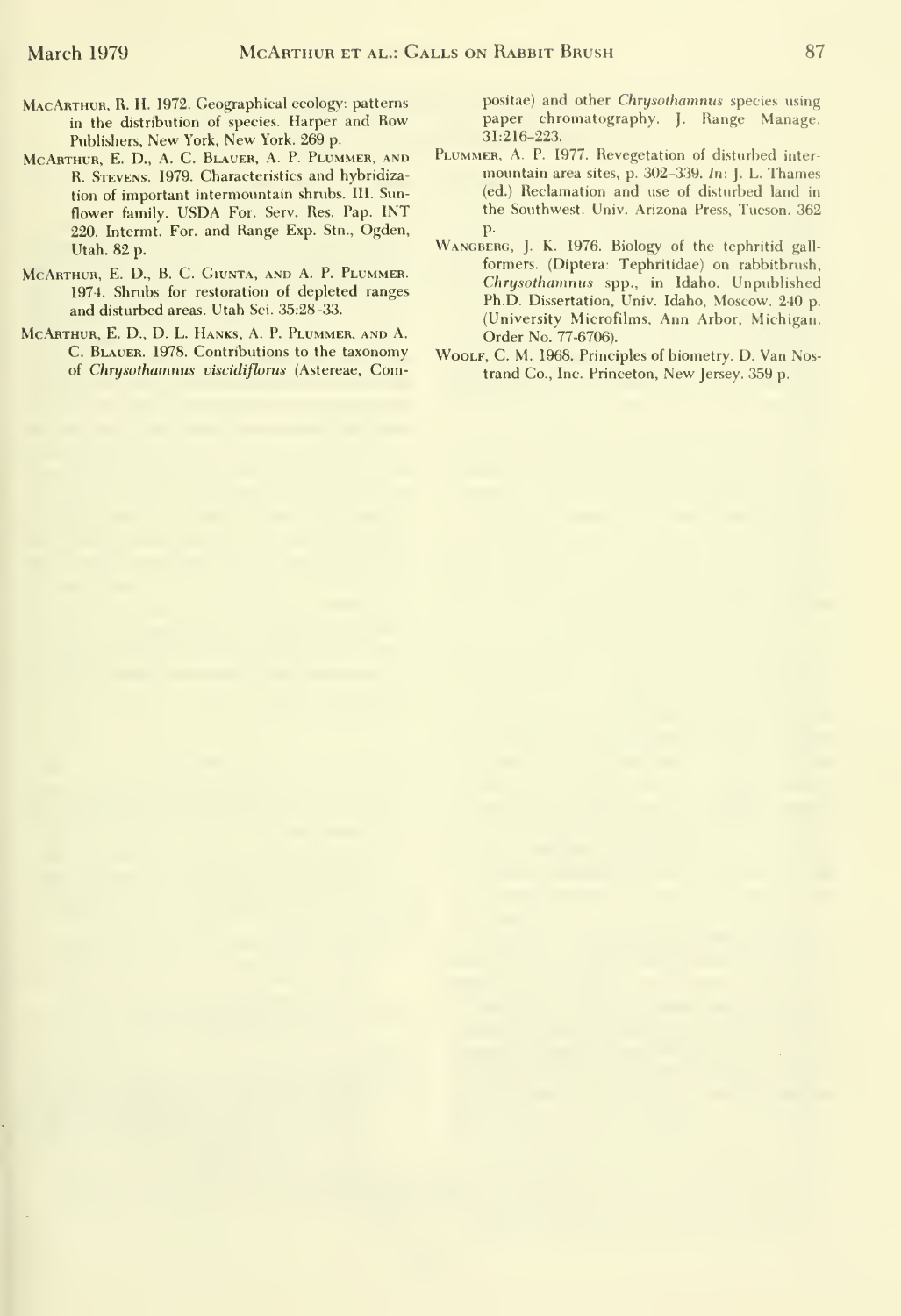MacArthur, R. H. 1972. Geographical ecology: patterns in the distribution of species. Harper and Row Publishers, New York, New York. 269 p.

McArthur, E. D., A. C. Blauer, A. P. Plummer, and R. Stevens. 1979. Characteristics and hybridization of important intermountain shrubs. III. Sunflower family. USDA For. Serv. Res. Pap. INT 220. Intermt. For. and Range Exp. Stn., Ogden, Utah. 82 p.

McArthur, E. D., B. C. Giunta, and A. P. Plummer. 1974. Shrubs for restoration of depleted ranges and disturbed areas. Utah Sci. 35:28–33.

McArthur, E. D., D. L. Hanks, A. P. Plummer, and A. C. Blauer. 1978. Contributions to the taxonomy of *Chrysothamnus viscidiflorus* (Astereae, Compositae) and other *Chrysothamnus* species using paper chromatography. J. Range Manage. 31:216–223.

Plummer, A. P. 1977. Revegetation of disturbed intermountain area sites, p. 302–339. *In*: J. L. Thames (ed.) Reclamation and use of disturbed land in the Southwest. Univ. Arizona Press, Tucson. 362 p.

Wangberg, J. K. 1976. Biology of the tephritid gallformers. (Diptera: Tephritidae) on rabbitbrush, *Chrysothamnus* spp., in Idaho. Unpublished Ph.D. Dissertation, Univ. Idaho, Moscow. 240 p. (University Microfilms, Ann Arbor, Michigan. Order No. 77-6706).

Woolf, C. M. 1968. Principles of biometry. D. Van Nostrand Co., Inc. Princeton, New Jersey. 359 p.